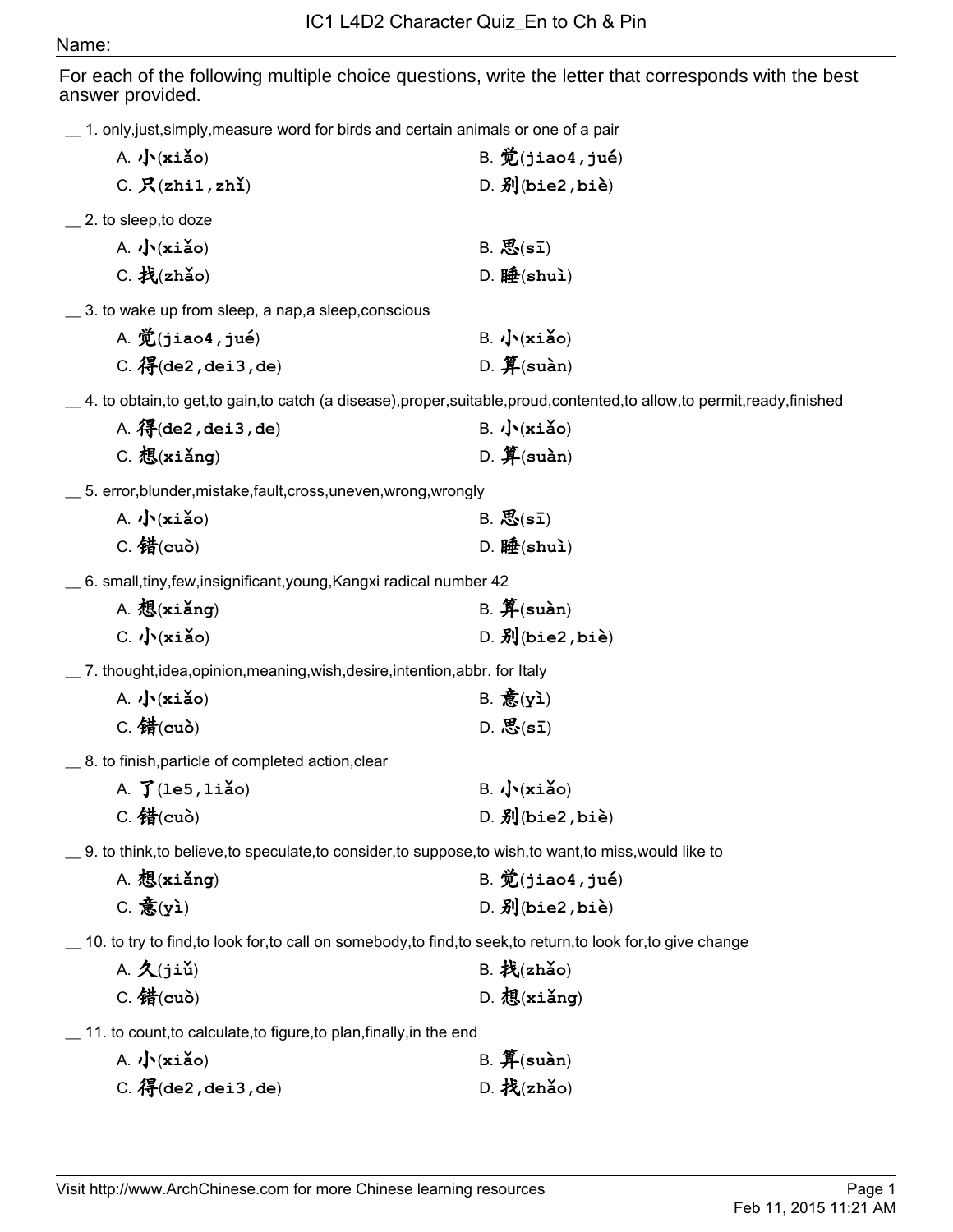# IC1 L4D2 Character Quiz_En to Ch & Pin

Name:

For each of the following multiple choice questions, write the letter that corresponds with the best answer provided.

__ 1. only,just,simply,measure word for birds and certain animals or one of a pair

A. 小(xiǎo)
B. 觉(jiao4,jué)
C. 只(zhi1,zhǐ)
D. 别(bie2,biè)

__ 2. to sleep,to doze

A. 小(xiǎo)
B. 思(sī)
C. 找(zhǎo)
D. 睡(shuì)

__ 3. to wake up from sleep, a nap,a sleep,conscious

A. 觉(jiao4,jué)
B. 小(xiǎo)
C. 得(de2,dei3,de)
D. 算(suàn)

__ 4. to obtain,to get,to gain,to catch (a disease),proper,suitable,proud,contented,to allow,to permit,ready,finished

A. 得(de2,dei3,de)
B. 小(xiǎo)
C. 想(xiǎng)
D. 算(suàn)

__ 5. error,blunder,mistake,fault,cross,uneven,wrong,wrongly

A. 小(xiǎo)
B. 思(sī)
C. 错(cuò)
D. 睡(shuì)

__ 6. small,tiny,few,insignificant,young,Kangxi radical number 42

A. 想(xiǎng)
B. 算(suàn)
C. 小(xiǎo)
D. 别(bie2,biè)

__ 7. thought,idea,opinion,meaning,wish,desire,intention,abbr. for Italy

A. 小(xiǎo)
B. 意(yì)
C. 错(cuò)
D. 思(sī)

__ 8. to finish,particle of completed action,clear

A. 了(le5,liǎo)
B. 小(xiǎo)
C. 错(cuò)
D. 别(bie2,biè)

__ 9. to think,to believe,to speculate,to consider,to suppose,to wish,to want,to miss,would like to

A. 想(xiǎng)
B. 觉(jiao4,jué)
C. 意(yì)
D. 别(bie2,biè)

__ 10. to try to find,to look for,to call on somebody,to find,to seek,to return,to look for,to give change

A. 久(jiǔ)
B. 找(zhǎo)
C. 错(cuò)
D. 想(xiǎng)

__ 11. to count,to calculate,to figure,to plan,finally,in the end

A. 小(xiǎo)
B. 算(suàn)
C. 得(de2,dei3,de)
D. 找(zhǎo)

Visit http://www.ArchChinese.com for more Chinese learning resources

Feb 11, 2015 11:21 AM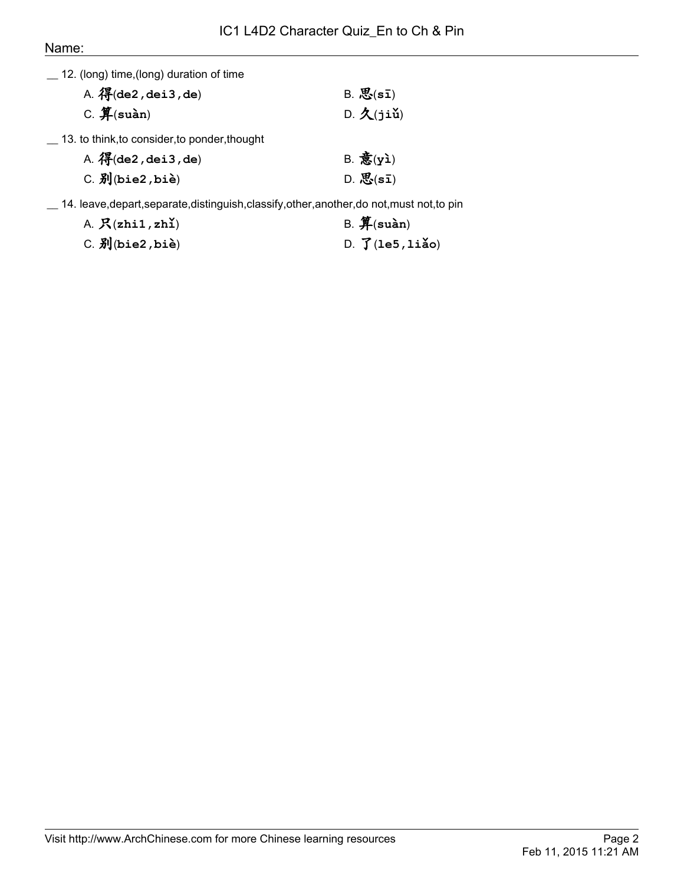Name:

__ 12. (long) time,(long) duration of time

A. 得(**de2,dei3,de**)  
B. 思(**sī**)  
C. 算(**suàn**)  
D. 久(**jiǔ**)

__ 13. to think,to consider,to ponder,thought

A. 得(**de2,dei3,de**)  
B. 意(**yì**)  
C. 别(**bie2,biè**)  
D. 思(**sī**)

__ 14. leave,depart,separate,distinguish,classify,other,another,do not,must not,to pin

A. 只(**zhi1,zhǐ**)  
B. 算(**suàn**)  
C. 别(**bie2,biè**)  
D. 了(**le5,liǎo**)